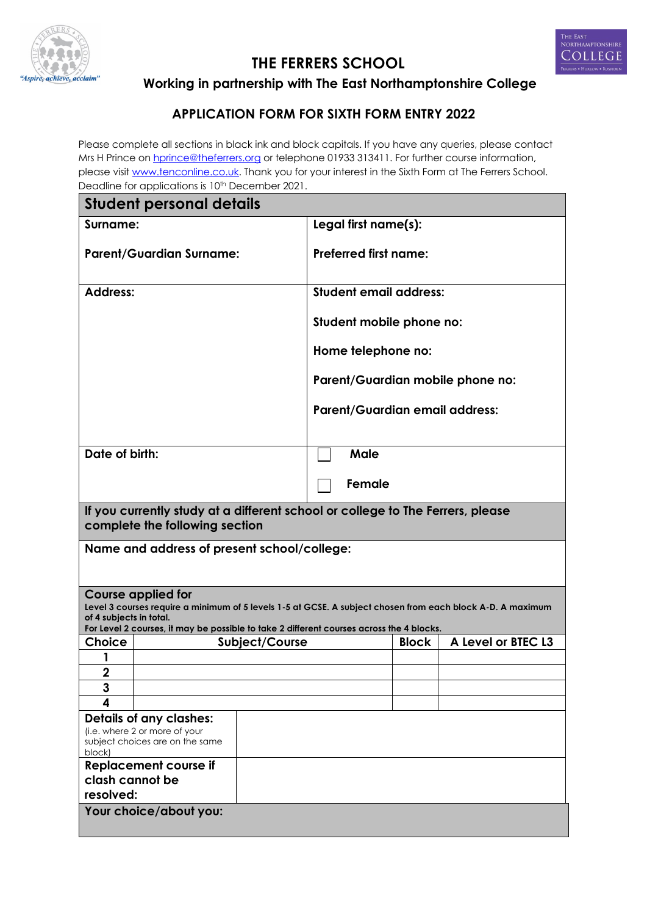# THE FERRERS SCHOOL

"Aspire, achieve, acclaim"

THE EAST NORTHAMPTONSHIRE COLLEGE
FERRERS • HUXLOW • RUSHDEN

## Working in partnership with The East Northamptonshire College

## APPLICATION FORM FOR SIXTH FORM ENTRY 2022

Please complete all sections in black ink and block capitals. If you have any queries, please contact Mrs H Prince on hprince@theferrers.org or telephone 01933 313411. For further course information, please visit www.tenconline.co.uk. Thank you for your interest in the Sixth Form at The Ferrers School. Deadline for applications is 10th December 2021.

| **Student personal details** | |
|---|---|
| **Surname:** | **Legal first name(s):** |
| **Parent/Guardian Surname:** | **Preferred first name:** |
| **Address:** | **Student email address:** |
| | **Student mobile phone no:** |
| | **Home telephone no:** |
| | **Parent/Guardian mobile phone no:** |
| | **Parent/Guardian email address:** |
| **Date of birth:** | ☐ **Male** |
| | ☐ **Female** |

**If you currently study at a different school or college to The Ferrers, please complete the following section**

**Name and address of present school/college:**

**Course applied for**

**Level 3 courses require a minimum of 5 levels 1-5 at GCSE. A subject chosen from each block A-D. A maximum of 4 subjects in total.**
**For Level 2 courses, it may be possible to take 2 different courses across the 4 blocks.**

| Choice | Subject/Course | Block | A Level or BTEC L3 |
|---|---|---|---|
| 1 | | | |
| 2 | | | |
| 3 | | | |
| 4 | | | |

| | |
|---|---|
| **Details of any clashes:** (i.e. where 2 or more of your subject choices are on the same block) | |
| **Replacement course if clash cannot be resolved:** | |

**Your choice/about you:**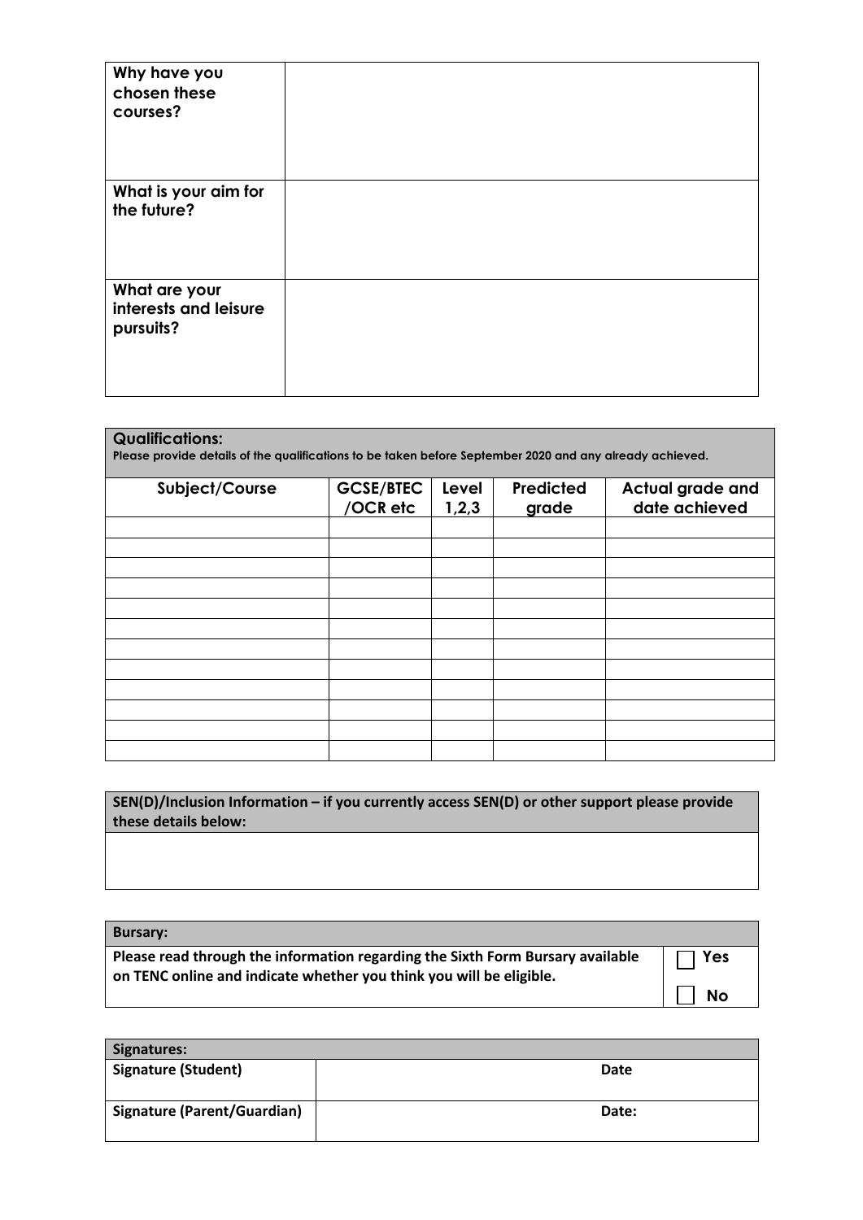| | |
|---|---|
| **Why have you chosen these courses?** | |
| **What is your aim for the future?** | |
| **What are your interests and leisure pursuits?** | |

**Qualifications:**
**Please provide details of the qualifications to be taken before September 2020 and any already achieved.**

| Subject/Course | GCSE/BTEC /OCR etc | Level 1,2,3 | Predicted grade | Actual grade and date achieved |
|---|---|---|---|---|
| | | | | |
| | | | | |
| | | | | |
| | | | | |
| | | | | |
| | | | | |
| | | | | |
| | | | | |
| | | | | |
| | | | | |
| | | | | |
| | | | | |

| SEN(D)/Inclusion Information – if you currently access SEN(D) or other support please provide these details below: |
|---|
| |

| Bursary: | |
|---|---|
| Please read through the information regarding the Sixth Form Bursary available on TENC online and indicate whether you think you will be eligible. | ☐ Yes<br>☐ No |

| Signatures: | |
|---|---|
| **Signature (Student)** | **Date** |
| **Signature (Parent/Guardian)** | **Date:** |